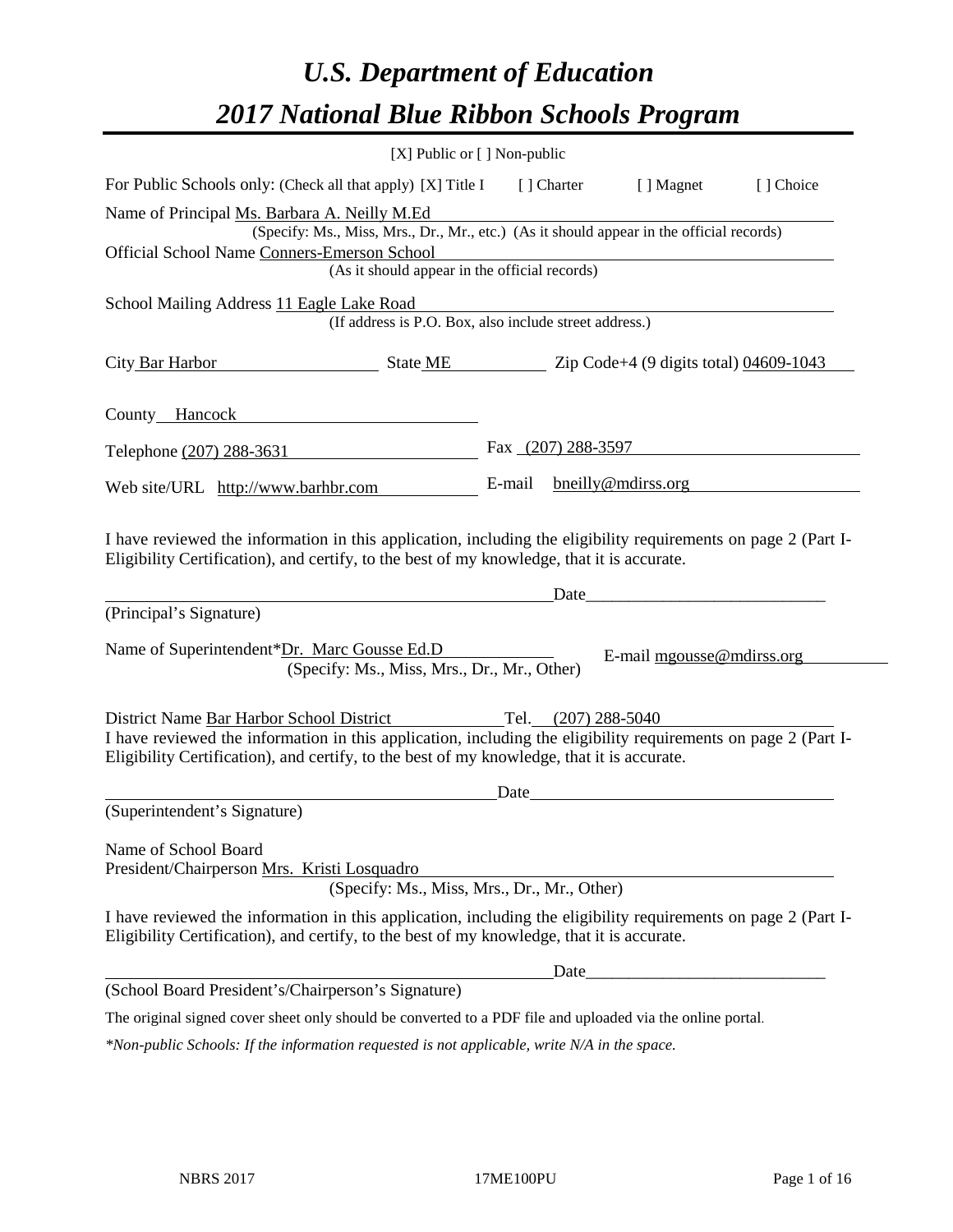# *U.S. Department of Education*

# *2017 National Blue Ribbon Schools Program*

[X] Public or [ ] Non-public

For Public Schools only: (Check all that apply) [X] Title I [ ] Charter [ ] Magnet [ ] Choice

Name of Principal Ms. Barbara A. Neilly M.Ed
(Specify: Ms., Miss, Mrs., Dr., Mr., etc.) (As it should appear in the official records)

Official School Name Conners-Emerson School
(As it should appear in the official records)

School Mailing Address 11 Eagle Lake Road
(If address is P.O. Box, also include street address.)

City Bar Harbor State ME Zip Code+4 (9 digits total) 04609-1043

County Hancock

Telephone (207) 288-3631 Fax (207) 288-3597

Web site/URL http://www.barhbr.com E-mail bneilly@mdirss.org

I have reviewed the information in this application, including the eligibility requirements on page 2 (Part I-Eligibility Certification), and certify, to the best of my knowledge, that it is accurate.

_________________________________________________________ Date_____________________________
(Principal's Signature)

Name of Superintendent*Dr. Marc Gousse Ed.D E-mail mgousse@mdirss.org
(Specify: Ms., Miss, Mrs., Dr., Mr., Other)

District Name Bar Harbor School District Tel. (207) 288-5040

I have reviewed the information in this application, including the eligibility requirements on page 2 (Part I-Eligibility Certification), and certify, to the best of my knowledge, that it is accurate.

_________________________________________________________ Date_____________________________
(Superintendent's Signature)

Name of School Board
President/Chairperson Mrs. Kristi Losquadro
(Specify: Ms., Miss, Mrs., Dr., Mr., Other)

I have reviewed the information in this application, including the eligibility requirements on page 2 (Part I-Eligibility Certification), and certify, to the best of my knowledge, that it is accurate.

_________________________________________________________ Date_____________________________
(School Board President's/Chairperson's Signature)

The original signed cover sheet only should be converted to a PDF file and uploaded via the online portal.

*\*Non-public Schools: If the information requested is not applicable, write N/A in the space.*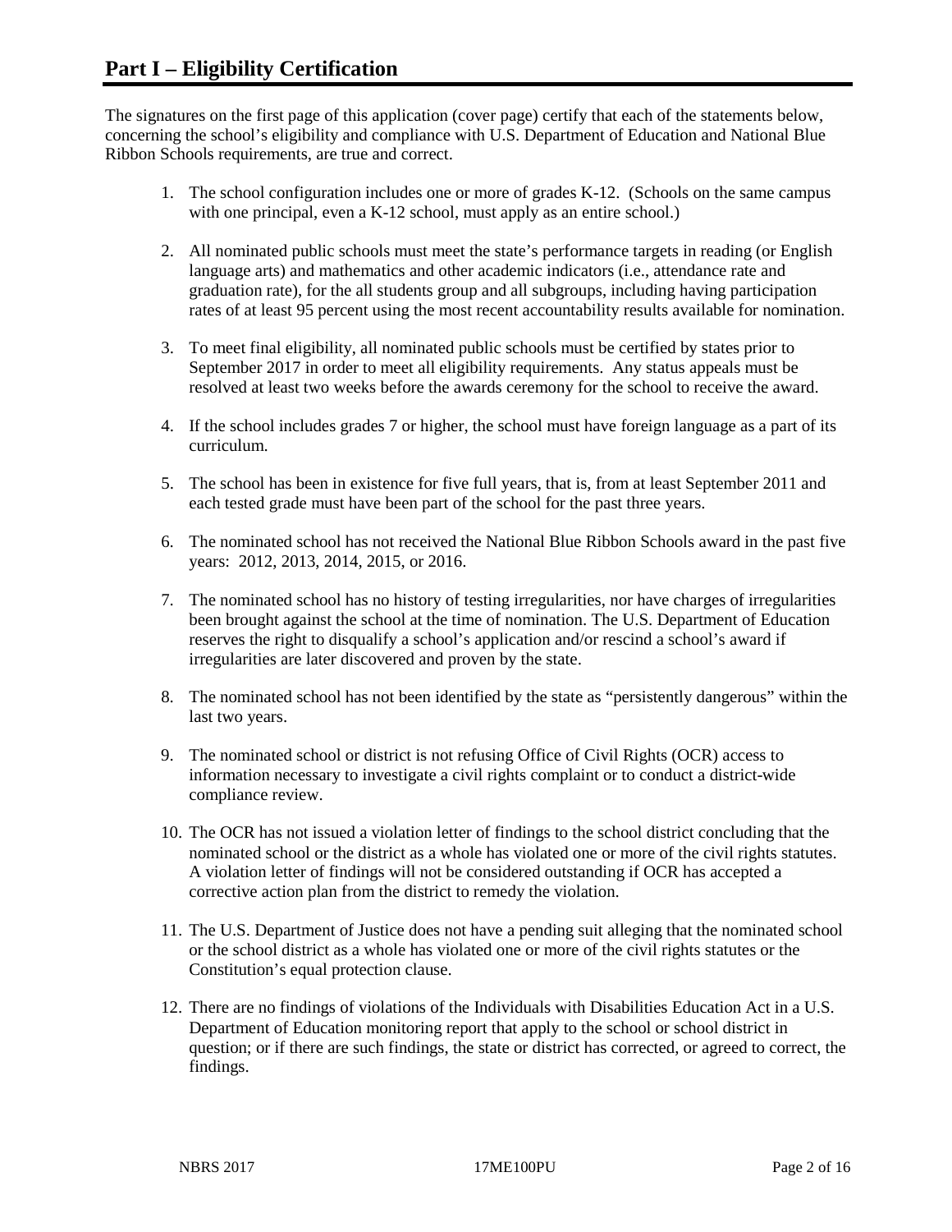# Part I – Eligibility Certification

The signatures on the first page of this application (cover page) certify that each of the statements below, concerning the school's eligibility and compliance with U.S. Department of Education and National Blue Ribbon Schools requirements, are true and correct.

1. The school configuration includes one or more of grades K-12. (Schools on the same campus with one principal, even a K-12 school, must apply as an entire school.)
2. All nominated public schools must meet the state's performance targets in reading (or English language arts) and mathematics and other academic indicators (i.e., attendance rate and graduation rate), for the all students group and all subgroups, including having participation rates of at least 95 percent using the most recent accountability results available for nomination.
3. To meet final eligibility, all nominated public schools must be certified by states prior to September 2017 in order to meet all eligibility requirements. Any status appeals must be resolved at least two weeks before the awards ceremony for the school to receive the award.
4. If the school includes grades 7 or higher, the school must have foreign language as a part of its curriculum.
5. The school has been in existence for five full years, that is, from at least September 2011 and each tested grade must have been part of the school for the past three years.
6. The nominated school has not received the National Blue Ribbon Schools award in the past five years: 2012, 2013, 2014, 2015, or 2016.
7. The nominated school has no history of testing irregularities, nor have charges of irregularities been brought against the school at the time of nomination. The U.S. Department of Education reserves the right to disqualify a school's application and/or rescind a school's award if irregularities are later discovered and proven by the state.
8. The nominated school has not been identified by the state as "persistently dangerous" within the last two years.
9. The nominated school or district is not refusing Office of Civil Rights (OCR) access to information necessary to investigate a civil rights complaint or to conduct a district-wide compliance review.
10. The OCR has not issued a violation letter of findings to the school district concluding that the nominated school or the district as a whole has violated one or more of the civil rights statutes. A violation letter of findings will not be considered outstanding if OCR has accepted a corrective action plan from the district to remedy the violation.
11. The U.S. Department of Justice does not have a pending suit alleging that the nominated school or the school district as a whole has violated one or more of the civil rights statutes or the Constitution's equal protection clause.
12. There are no findings of violations of the Individuals with Disabilities Education Act in a U.S. Department of Education monitoring report that apply to the school or school district in question; or if there are such findings, the state or district has corrected, or agreed to correct, the findings.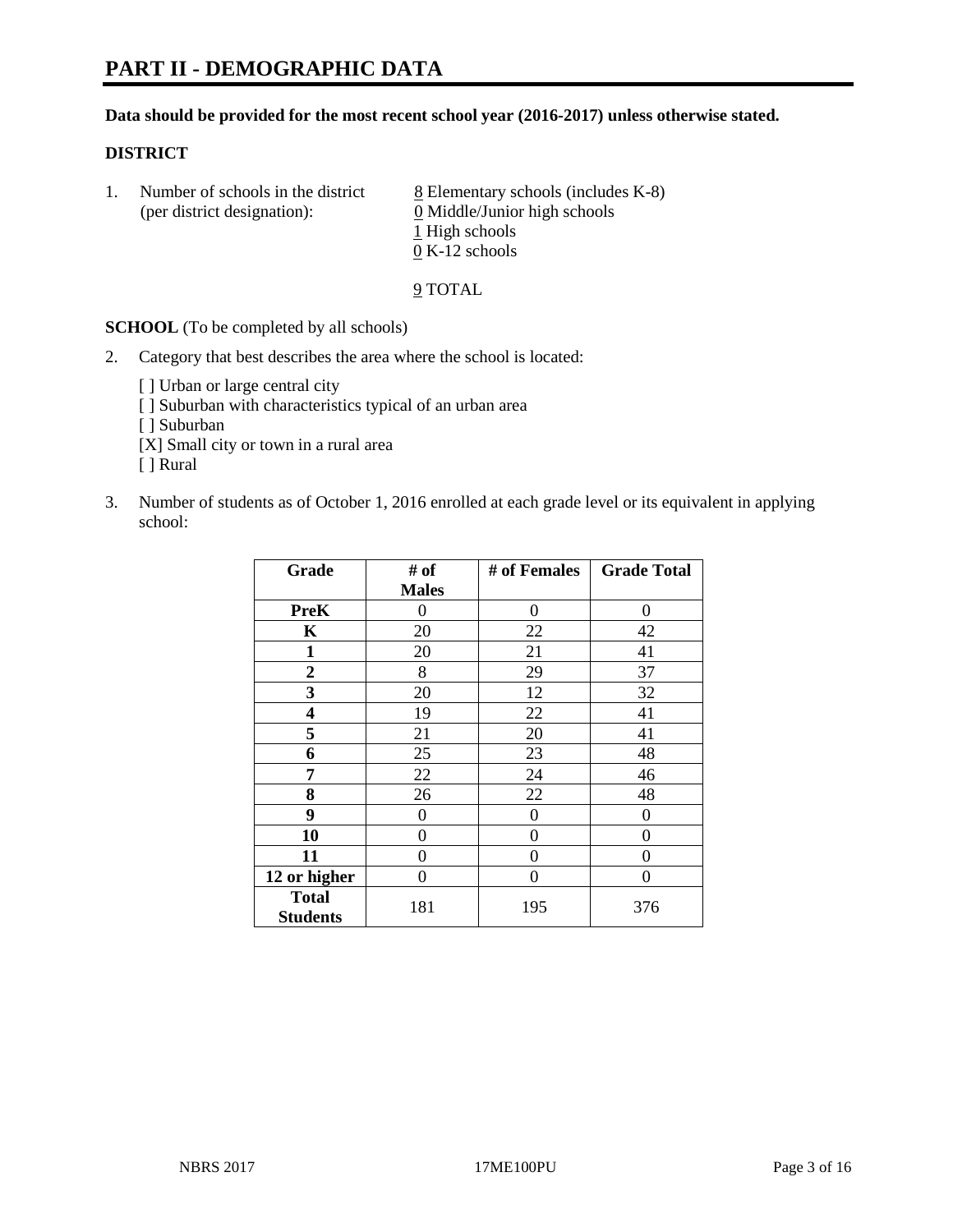# PART II - DEMOGRAPHIC DATA

**Data should be provided for the most recent school year (2016-2017) unless otherwise stated.**

**DISTRICT**

1. Number of schools in the district (per district designation):
   8 Elementary schools (includes K-8)
   0 Middle/Junior high schools
   1 High schools
   0 K-12 schools

   9 TOTAL

**SCHOOL** (To be completed by all schools)

2. Category that best describes the area where the school is located:

   [ ] Urban or large central city
   [ ] Suburban with characteristics typical of an urban area
   [ ] Suburban
   [X] Small city or town in a rural area
   [ ] Rural

3. Number of students as of October 1, 2016 enrolled at each grade level or its equivalent in applying school:

| Grade | # of Males | # of Females | Grade Total |
|---|---|---|---|
| **PreK** | 0 | 0 | 0 |
| **K** | 20 | 22 | 42 |
| **1** | 20 | 21 | 41 |
| **2** | 8 | 29 | 37 |
| **3** | 20 | 12 | 32 |
| **4** | 19 | 22 | 41 |
| **5** | 21 | 20 | 41 |
| **6** | 25 | 23 | 48 |
| **7** | 22 | 24 | 46 |
| **8** | 26 | 22 | 48 |
| **9** | 0 | 0 | 0 |
| **10** | 0 | 0 | 0 |
| **11** | 0 | 0 | 0 |
| **12 or higher** | 0 | 0 | 0 |
| **Total Students** | 181 | 195 | 376 |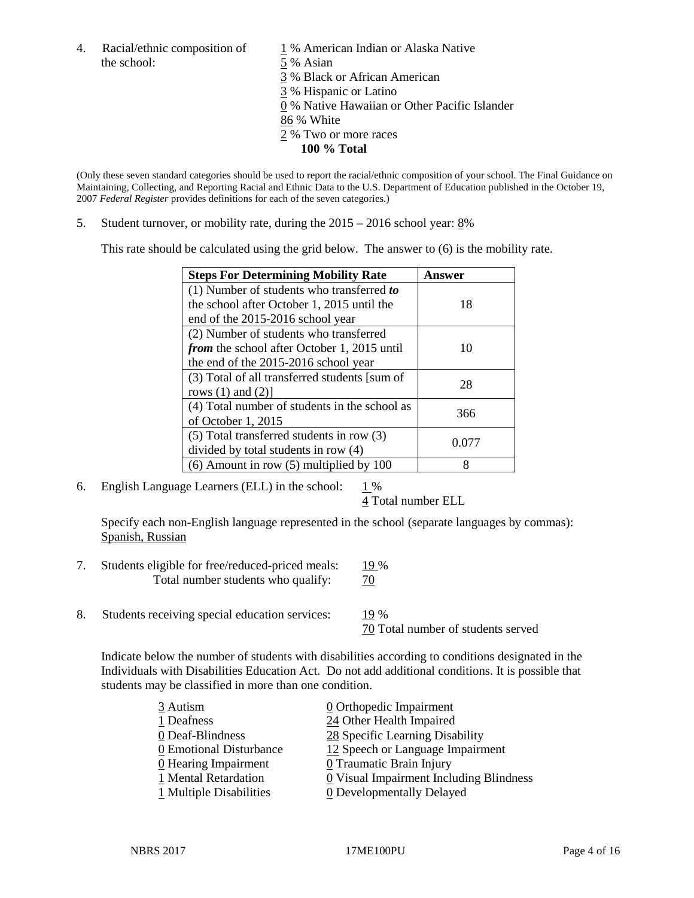4. Racial/ethnic composition of the school:

1 % American Indian or Alaska Native
5 % Asian
3 % Black or African American
3 % Hispanic or Latino
0 % Native Hawaiian or Other Pacific Islander
86 % White
2 % Two or more races
**100 % Total**

(Only these seven standard categories should be used to report the racial/ethnic composition of your school. The Final Guidance on Maintaining, Collecting, and Reporting Racial and Ethnic Data to the U.S. Department of Education published in the October 19, 2007 *Federal Register* provides definitions for each of the seven categories.)

5. Student turnover, or mobility rate, during the 2015 – 2016 school year: 8%

This rate should be calculated using the grid below. The answer to (6) is the mobility rate.

| **Steps For Determining Mobility Rate** | **Answer** |
|---|---|
| (1) Number of students who transferred ***to*** the school after October 1, 2015 until the end of the 2015-2016 school year | 18 |
| (2) Number of students who transferred ***from*** the school after October 1, 2015 until the end of the 2015-2016 school year | 10 |
| (3) Total of all transferred students [sum of rows (1) and (2)] | 28 |
| (4) Total number of students in the school as of October 1, 2015 | 366 |
| (5) Total transferred students in row (3) divided by total students in row (4) | 0.077 |
| (6) Amount in row (5) multiplied by 100 | 8 |

6. English Language Learners (ELL) in the school: 1 %
4 Total number ELL

Specify each non-English language represented in the school (separate languages by commas):
Spanish, Russian

7. Students eligible for free/reduced-priced meals: 19 %
Total number students who qualify: 70

8. Students receiving special education services: 19 %
70 Total number of students served

Indicate below the number of students with disabilities according to conditions designated in the Individuals with Disabilities Education Act. Do not add additional conditions. It is possible that students may be classified in more than one condition.

3 Autism
1 Deafness
0 Deaf-Blindness
0 Emotional Disturbance
0 Hearing Impairment
1 Mental Retardation
1 Multiple Disabilities
0 Orthopedic Impairment
24 Other Health Impaired
28 Specific Learning Disability
12 Speech or Language Impairment
0 Traumatic Brain Injury
0 Visual Impairment Including Blindness
0 Developmentally Delayed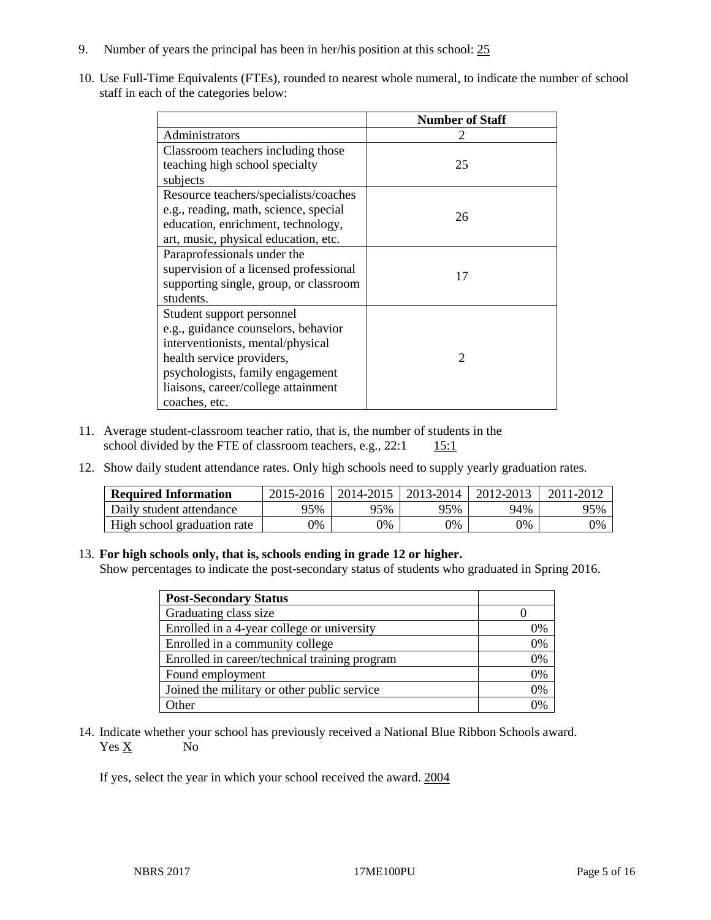9. Number of years the principal has been in her/his position at this school: 25

10. Use Full-Time Equivalents (FTEs), rounded to nearest whole numeral, to indicate the number of school staff in each of the categories below:

| | Number of Staff |
|---|---|
| Administrators | 2 |
| Classroom teachers including those teaching high school specialty subjects | 25 |
| Resource teachers/specialists/coaches e.g., reading, math, science, special education, enrichment, technology, art, music, physical education, etc. | 26 |
| Paraprofessionals under the supervision of a licensed professional supporting single, group, or classroom students. | 17 |
| Student support personnel e.g., guidance counselors, behavior interventionists, mental/physical health service providers, psychologists, family engagement liaisons, career/college attainment coaches, etc. | 2 |

11. Average student-classroom teacher ratio, that is, the number of students in the school divided by the FTE of classroom teachers, e.g., 22:1 15:1

12. Show daily student attendance rates. Only high schools need to supply yearly graduation rates.

| Required Information | 2015-2016 | 2014-2015 | 2013-2014 | 2012-2013 | 2011-2012 |
|---|---|---|---|---|---|
| Daily student attendance | 95% | 95% | 95% | 94% | 95% |
| High school graduation rate | 0% | 0% | 0% | 0% | 0% |

13. **For high schools only, that is, schools ending in grade 12 or higher.**
Show percentages to indicate the post-secondary status of students who graduated in Spring 2016.

| Post-Secondary Status | |
|---|---|
| Graduating class size | 0 |
| Enrolled in a 4-year college or university | 0% |
| Enrolled in a community college | 0% |
| Enrolled in career/technical training program | 0% |
| Found employment | 0% |
| Joined the military or other public service | 0% |
| Other | 0% |

14. Indicate whether your school has previously received a National Blue Ribbon Schools award.
Yes X No

If yes, select the year in which your school received the award. 2004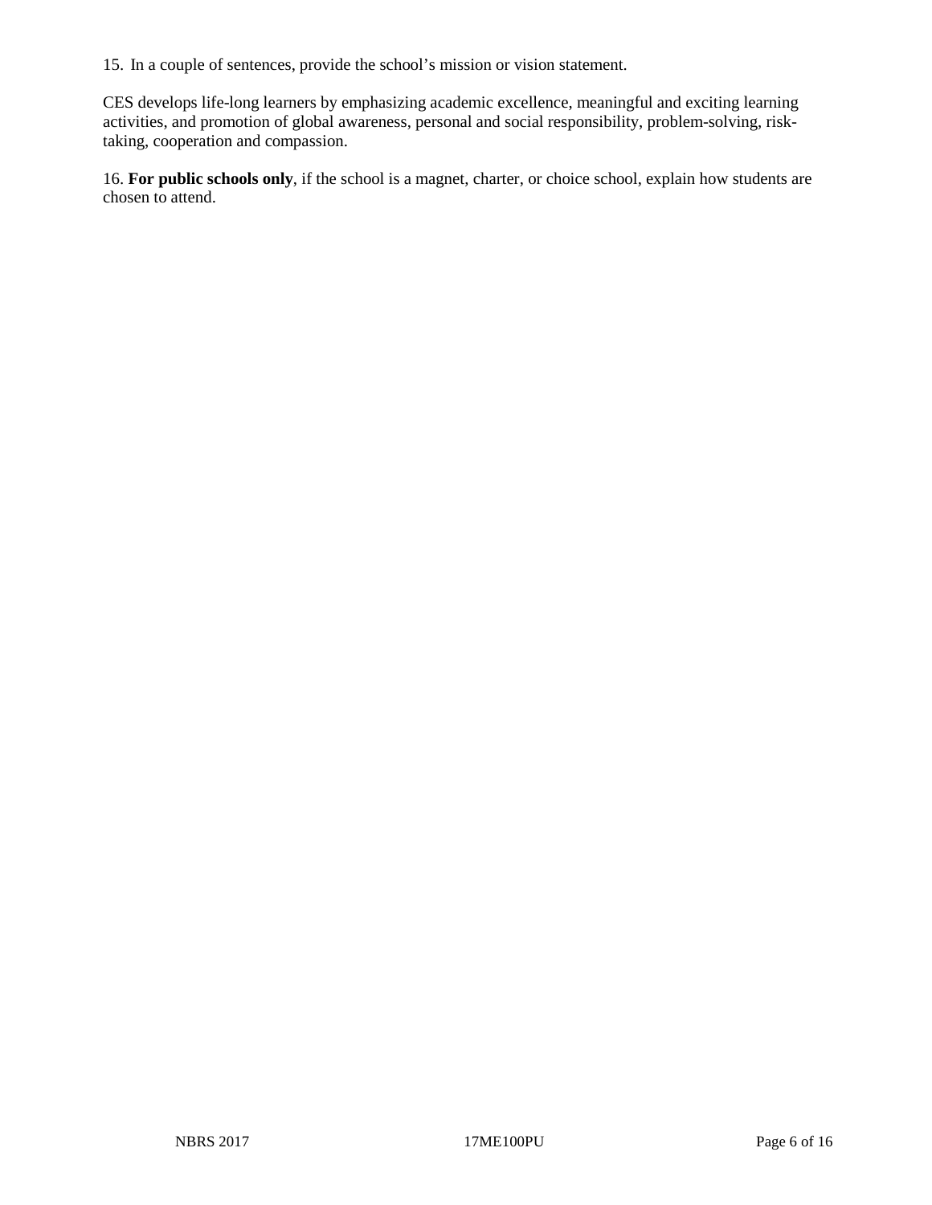15. In a couple of sentences, provide the school's mission or vision statement.

CES develops life-long learners by emphasizing academic excellence, meaningful and exciting learning activities, and promotion of global awareness, personal and social responsibility, problem-solving, risk-taking, cooperation and compassion.

16. **For public schools only**, if the school is a magnet, charter, or choice school, explain how students are chosen to attend.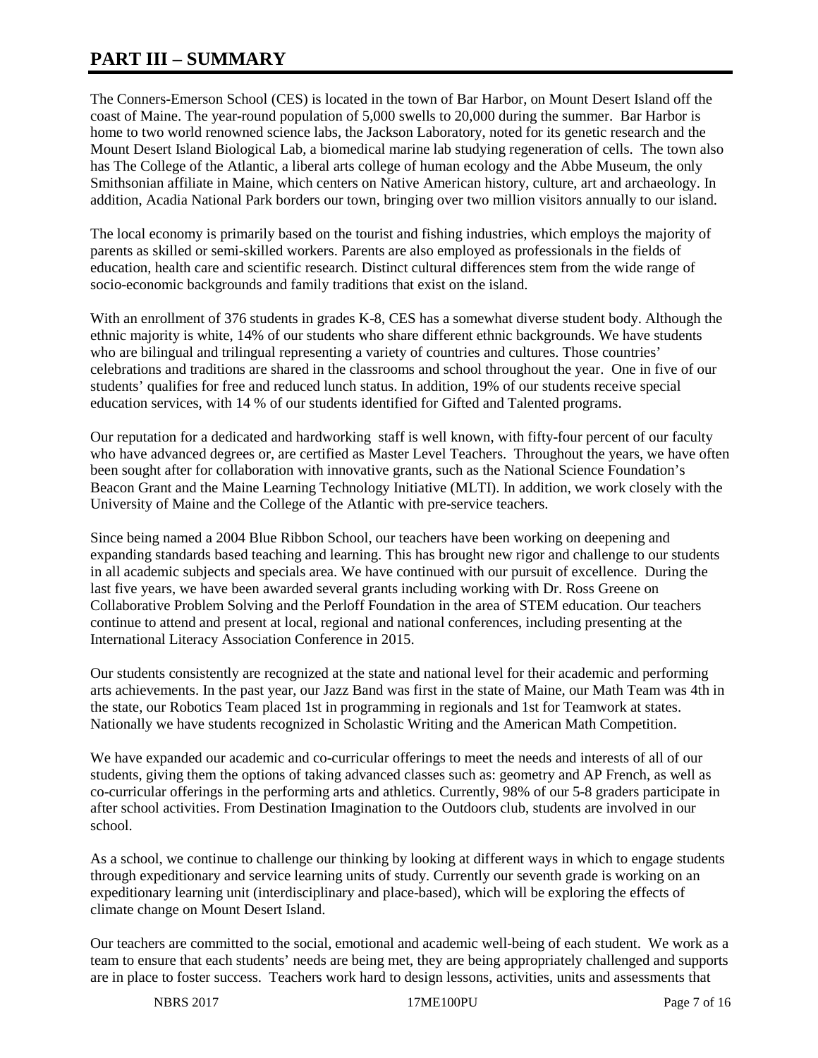# PART III – SUMMARY

The Conners-Emerson School (CES) is located in the town of Bar Harbor, on Mount Desert Island off the coast of Maine. The year-round population of 5,000 swells to 20,000 during the summer. Bar Harbor is home to two world renowned science labs, the Jackson Laboratory, noted for its genetic research and the Mount Desert Island Biological Lab, a biomedical marine lab studying regeneration of cells. The town also has The College of the Atlantic, a liberal arts college of human ecology and the Abbe Museum, the only Smithsonian affiliate in Maine, which centers on Native American history, culture, art and archaeology. In addition, Acadia National Park borders our town, bringing over two million visitors annually to our island.

The local economy is primarily based on the tourist and fishing industries, which employs the majority of parents as skilled or semi-skilled workers. Parents are also employed as professionals in the fields of education, health care and scientific research. Distinct cultural differences stem from the wide range of socio-economic backgrounds and family traditions that exist on the island.

With an enrollment of 376 students in grades K-8, CES has a somewhat diverse student body. Although the ethnic majority is white, 14% of our students who share different ethnic backgrounds. We have students who are bilingual and trilingual representing a variety of countries and cultures. Those countries' celebrations and traditions are shared in the classrooms and school throughout the year. One in five of our students' qualifies for free and reduced lunch status. In addition, 19% of our students receive special education services, with 14 % of our students identified for Gifted and Talented programs.

Our reputation for a dedicated and hardworking staff is well known, with fifty-four percent of our faculty who have advanced degrees or, are certified as Master Level Teachers. Throughout the years, we have often been sought after for collaboration with innovative grants, such as the National Science Foundation's Beacon Grant and the Maine Learning Technology Initiative (MLTI). In addition, we work closely with the University of Maine and the College of the Atlantic with pre-service teachers.

Since being named a 2004 Blue Ribbon School, our teachers have been working on deepening and expanding standards based teaching and learning. This has brought new rigor and challenge to our students in all academic subjects and specials area. We have continued with our pursuit of excellence. During the last five years, we have been awarded several grants including working with Dr. Ross Greene on Collaborative Problem Solving and the Perloff Foundation in the area of STEM education. Our teachers continue to attend and present at local, regional and national conferences, including presenting at the International Literacy Association Conference in 2015.

Our students consistently are recognized at the state and national level for their academic and performing arts achievements. In the past year, our Jazz Band was first in the state of Maine, our Math Team was 4th in the state, our Robotics Team placed 1st in programming in regionals and 1st for Teamwork at states. Nationally we have students recognized in Scholastic Writing and the American Math Competition.

We have expanded our academic and co-curricular offerings to meet the needs and interests of all of our students, giving them the options of taking advanced classes such as: geometry and AP French, as well as co-curricular offerings in the performing arts and athletics. Currently, 98% of our 5-8 graders participate in after school activities. From Destination Imagination to the Outdoors club, students are involved in our school.

As a school, we continue to challenge our thinking by looking at different ways in which to engage students through expeditionary and service learning units of study. Currently our seventh grade is working on an expeditionary learning unit (interdisciplinary and place-based), which will be exploring the effects of climate change on Mount Desert Island.

Our teachers are committed to the social, emotional and academic well-being of each student. We work as a team to ensure that each students' needs are being met, they are being appropriately challenged and supports are in place to foster success. Teachers work hard to design lessons, activities, units and assessments that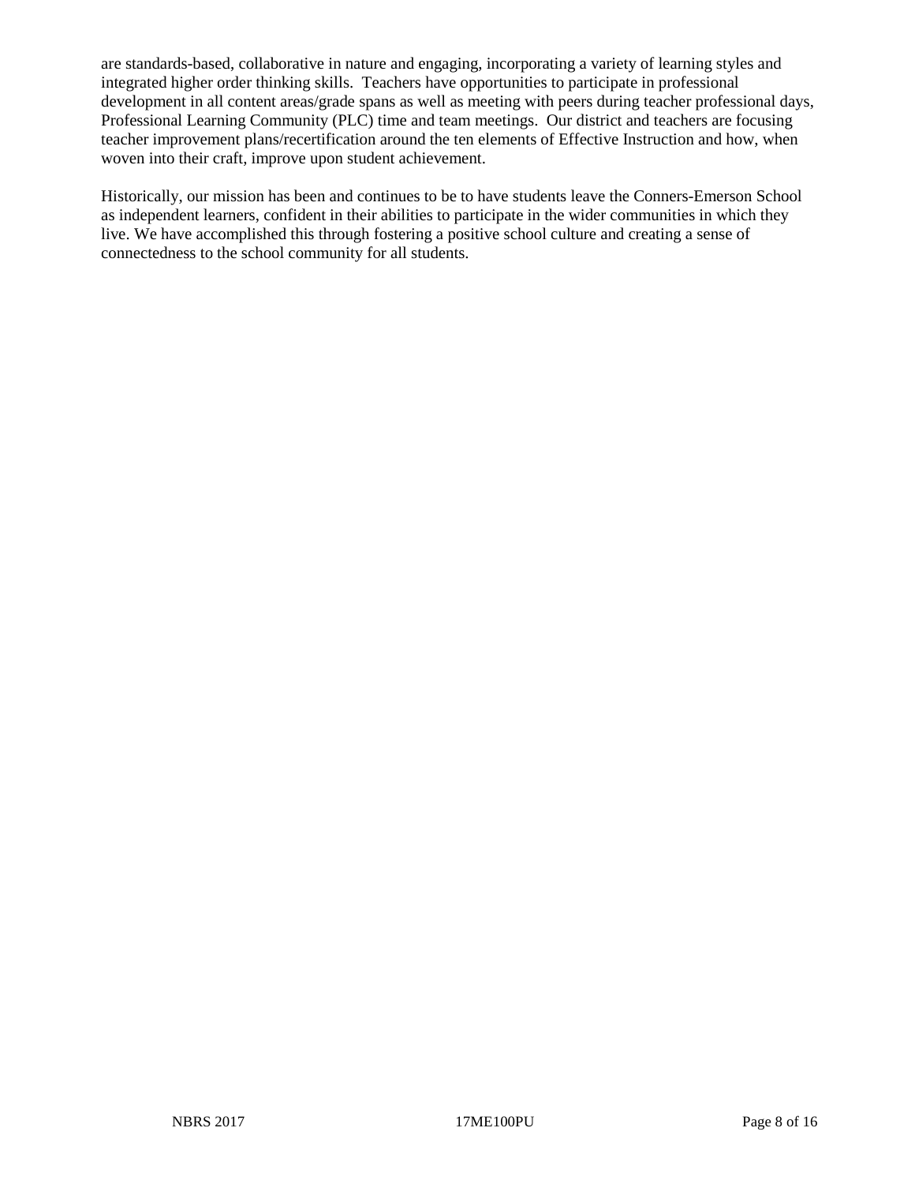are standards-based, collaborative in nature and engaging, incorporating a variety of learning styles and integrated higher order thinking skills. Teachers have opportunities to participate in professional development in all content areas/grade spans as well as meeting with peers during teacher professional days, Professional Learning Community (PLC) time and team meetings. Our district and teachers are focusing teacher improvement plans/recertification around the ten elements of Effective Instruction and how, when woven into their craft, improve upon student achievement.

Historically, our mission has been and continues to be to have students leave the Conners-Emerson School as independent learners, confident in their abilities to participate in the wider communities in which they live. We have accomplished this through fostering a positive school culture and creating a sense of connectedness to the school community for all students.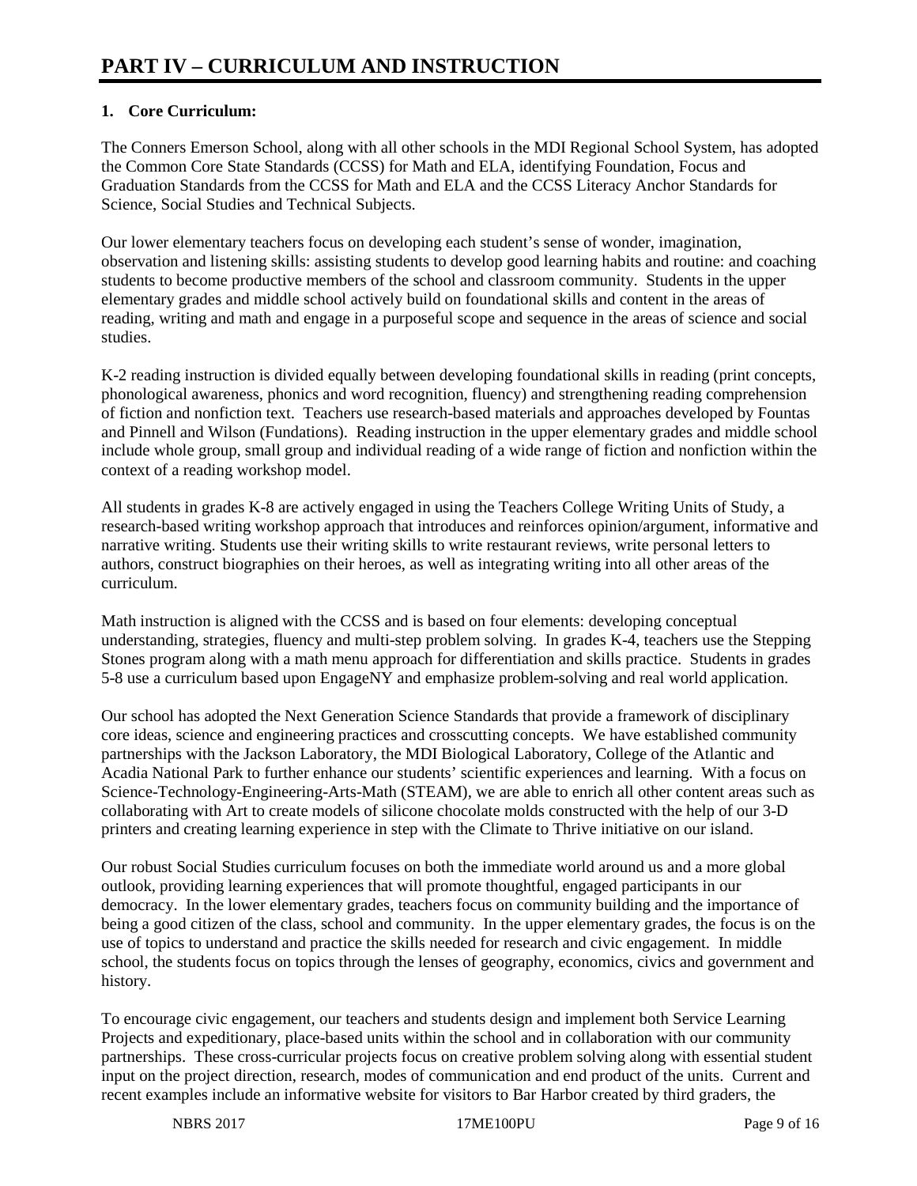# PART IV – CURRICULUM AND INSTRUCTION

## 1. Core Curriculum:

The Conners Emerson School, along with all other schools in the MDI Regional School System, has adopted the Common Core State Standards (CCSS) for Math and ELA, identifying Foundation, Focus and Graduation Standards from the CCSS for Math and ELA and the CCSS Literacy Anchor Standards for Science, Social Studies and Technical Subjects.

Our lower elementary teachers focus on developing each student's sense of wonder, imagination, observation and listening skills: assisting students to develop good learning habits and routine: and coaching students to become productive members of the school and classroom community. Students in the upper elementary grades and middle school actively build on foundational skills and content in the areas of reading, writing and math and engage in a purposeful scope and sequence in the areas of science and social studies.

K-2 reading instruction is divided equally between developing foundational skills in reading (print concepts, phonological awareness, phonics and word recognition, fluency) and strengthening reading comprehension of fiction and nonfiction text. Teachers use research-based materials and approaches developed by Fountas and Pinnell and Wilson (Fundations). Reading instruction in the upper elementary grades and middle school include whole group, small group and individual reading of a wide range of fiction and nonfiction within the context of a reading workshop model.

All students in grades K-8 are actively engaged in using the Teachers College Writing Units of Study, a research-based writing workshop approach that introduces and reinforces opinion/argument, informative and narrative writing. Students use their writing skills to write restaurant reviews, write personal letters to authors, construct biographies on their heroes, as well as integrating writing into all other areas of the curriculum.

Math instruction is aligned with the CCSS and is based on four elements: developing conceptual understanding, strategies, fluency and multi-step problem solving. In grades K-4, teachers use the Stepping Stones program along with a math menu approach for differentiation and skills practice. Students in grades 5-8 use a curriculum based upon EngageNY and emphasize problem-solving and real world application.

Our school has adopted the Next Generation Science Standards that provide a framework of disciplinary core ideas, science and engineering practices and crosscutting concepts. We have established community partnerships with the Jackson Laboratory, the MDI Biological Laboratory, College of the Atlantic and Acadia National Park to further enhance our students' scientific experiences and learning. With a focus on Science-Technology-Engineering-Arts-Math (STEAM), we are able to enrich all other content areas such as collaborating with Art to create models of silicone chocolate molds constructed with the help of our 3-D printers and creating learning experience in step with the Climate to Thrive initiative on our island.

Our robust Social Studies curriculum focuses on both the immediate world around us and a more global outlook, providing learning experiences that will promote thoughtful, engaged participants in our democracy. In the lower elementary grades, teachers focus on community building and the importance of being a good citizen of the class, school and community. In the upper elementary grades, the focus is on the use of topics to understand and practice the skills needed for research and civic engagement. In middle school, the students focus on topics through the lenses of geography, economics, civics and government and history.

To encourage civic engagement, our teachers and students design and implement both Service Learning Projects and expeditionary, place-based units within the school and in collaboration with our community partnerships. These cross-curricular projects focus on creative problem solving along with essential student input on the project direction, research, modes of communication and end product of the units. Current and recent examples include an informative website for visitors to Bar Harbor created by third graders, the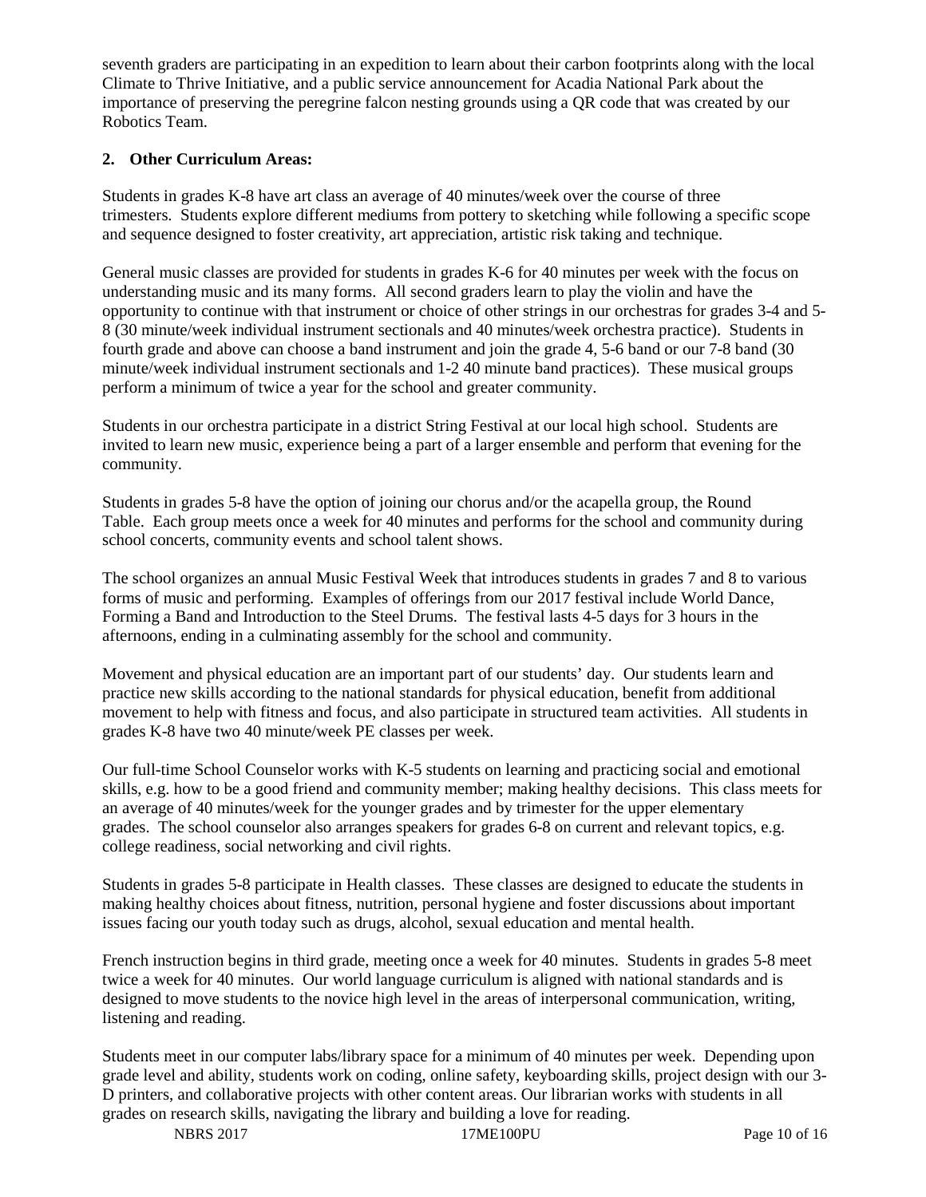seventh graders are participating in an expedition to learn about their carbon footprints along with the local Climate to Thrive Initiative, and a public service announcement for Acadia National Park about the importance of preserving the peregrine falcon nesting grounds using a QR code that was created by our Robotics Team.

**2. Other Curriculum Areas:**

Students in grades K-8 have art class an average of 40 minutes/week over the course of three trimesters. Students explore different mediums from pottery to sketching while following a specific scope and sequence designed to foster creativity, art appreciation, artistic risk taking and technique.

General music classes are provided for students in grades K-6 for 40 minutes per week with the focus on understanding music and its many forms. All second graders learn to play the violin and have the opportunity to continue with that instrument or choice of other strings in our orchestras for grades 3-4 and 5-8 (30 minute/week individual instrument sectionals and 40 minutes/week orchestra practice). Students in fourth grade and above can choose a band instrument and join the grade 4, 5-6 band or our 7-8 band (30 minute/week individual instrument sectionals and 1-2 40 minute band practices). These musical groups perform a minimum of twice a year for the school and greater community.

Students in our orchestra participate in a district String Festival at our local high school. Students are invited to learn new music, experience being a part of a larger ensemble and perform that evening for the community.

Students in grades 5-8 have the option of joining our chorus and/or the acapella group, the Round Table. Each group meets once a week for 40 minutes and performs for the school and community during school concerts, community events and school talent shows.

The school organizes an annual Music Festival Week that introduces students in grades 7 and 8 to various forms of music and performing. Examples of offerings from our 2017 festival include World Dance, Forming a Band and Introduction to the Steel Drums. The festival lasts 4-5 days for 3 hours in the afternoons, ending in a culminating assembly for the school and community.

Movement and physical education are an important part of our students' day. Our students learn and practice new skills according to the national standards for physical education, benefit from additional movement to help with fitness and focus, and also participate in structured team activities. All students in grades K-8 have two 40 minute/week PE classes per week.

Our full-time School Counselor works with K-5 students on learning and practicing social and emotional skills, e.g. how to be a good friend and community member; making healthy decisions. This class meets for an average of 40 minutes/week for the younger grades and by trimester for the upper elementary grades. The school counselor also arranges speakers for grades 6-8 on current and relevant topics, e.g. college readiness, social networking and civil rights.

Students in grades 5-8 participate in Health classes. These classes are designed to educate the students in making healthy choices about fitness, nutrition, personal hygiene and foster discussions about important issues facing our youth today such as drugs, alcohol, sexual education and mental health.

French instruction begins in third grade, meeting once a week for 40 minutes. Students in grades 5-8 meet twice a week for 40 minutes. Our world language curriculum is aligned with national standards and is designed to move students to the novice high level in the areas of interpersonal communication, writing, listening and reading.

Students meet in our computer labs/library space for a minimum of 40 minutes per week. Depending upon grade level and ability, students work on coding, online safety, keyboarding skills, project design with our 3-D printers, and collaborative projects with other content areas. Our librarian works with students in all grades on research skills, navigating the library and building a love for reading.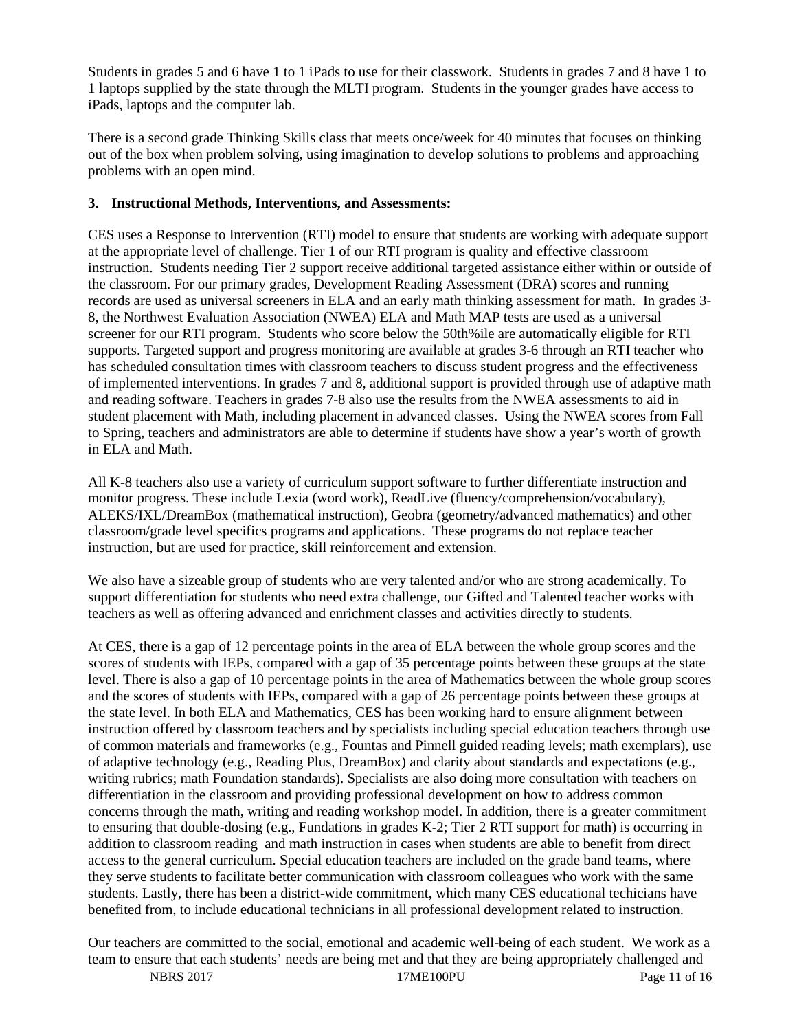Students in grades 5 and 6 have 1 to 1 iPads to use for their classwork. Students in grades 7 and 8 have 1 to 1 laptops supplied by the state through the MLTI program. Students in the younger grades have access to iPads, laptops and the computer lab.

There is a second grade Thinking Skills class that meets once/week for 40 minutes that focuses on thinking out of the box when problem solving, using imagination to develop solutions to problems and approaching problems with an open mind.

**3. Instructional Methods, Interventions, and Assessments:**

CES uses a Response to Intervention (RTI) model to ensure that students are working with adequate support at the appropriate level of challenge. Tier 1 of our RTI program is quality and effective classroom instruction. Students needing Tier 2 support receive additional targeted assistance either within or outside of the classroom. For our primary grades, Development Reading Assessment (DRA) scores and running records are used as universal screeners in ELA and an early math thinking assessment for math. In grades 3-8, the Northwest Evaluation Association (NWEA) ELA and Math MAP tests are used as a universal screener for our RTI program. Students who score below the 50th%ile are automatically eligible for RTI supports. Targeted support and progress monitoring are available at grades 3-6 through an RTI teacher who has scheduled consultation times with classroom teachers to discuss student progress and the effectiveness of implemented interventions. In grades 7 and 8, additional support is provided through use of adaptive math and reading software. Teachers in grades 7-8 also use the results from the NWEA assessments to aid in student placement with Math, including placement in advanced classes. Using the NWEA scores from Fall to Spring, teachers and administrators are able to determine if students have show a year's worth of growth in ELA and Math.

All K-8 teachers also use a variety of curriculum support software to further differentiate instruction and monitor progress. These include Lexia (word work), ReadLive (fluency/comprehension/vocabulary), ALEKS/IXL/DreamBox (mathematical instruction), Geobra (geometry/advanced mathematics) and other classroom/grade level specifics programs and applications. These programs do not replace teacher instruction, but are used for practice, skill reinforcement and extension.

We also have a sizeable group of students who are very talented and/or who are strong academically. To support differentiation for students who need extra challenge, our Gifted and Talented teacher works with teachers as well as offering advanced and enrichment classes and activities directly to students.

At CES, there is a gap of 12 percentage points in the area of ELA between the whole group scores and the scores of students with IEPs, compared with a gap of 35 percentage points between these groups at the state level. There is also a gap of 10 percentage points in the area of Mathematics between the whole group scores and the scores of students with IEPs, compared with a gap of 26 percentage points between these groups at the state level. In both ELA and Mathematics, CES has been working hard to ensure alignment between instruction offered by classroom teachers and by specialists including special education teachers through use of common materials and frameworks (e.g., Fountas and Pinnell guided reading levels; math exemplars), use of adaptive technology (e.g., Reading Plus, DreamBox) and clarity about standards and expectations (e.g., writing rubrics; math Foundation standards). Specialists are also doing more consultation with teachers on differentiation in the classroom and providing professional development on how to address common concerns through the math, writing and reading workshop model. In addition, there is a greater commitment to ensuring that double-dosing (e.g., Fundations in grades K-2; Tier 2 RTI support for math) is occurring in addition to classroom reading and math instruction in cases when students are able to benefit from direct access to the general curriculum. Special education teachers are included on the grade band teams, where they serve students to facilitate better communication with classroom colleagues who work with the same students. Lastly, there has been a district-wide commitment, which many CES educational techicians have benefited from, to include educational technicians in all professional development related to instruction.

Our teachers are committed to the social, emotional and academic well-being of each student. We work as a team to ensure that each students' needs are being met and that they are being appropriately challenged and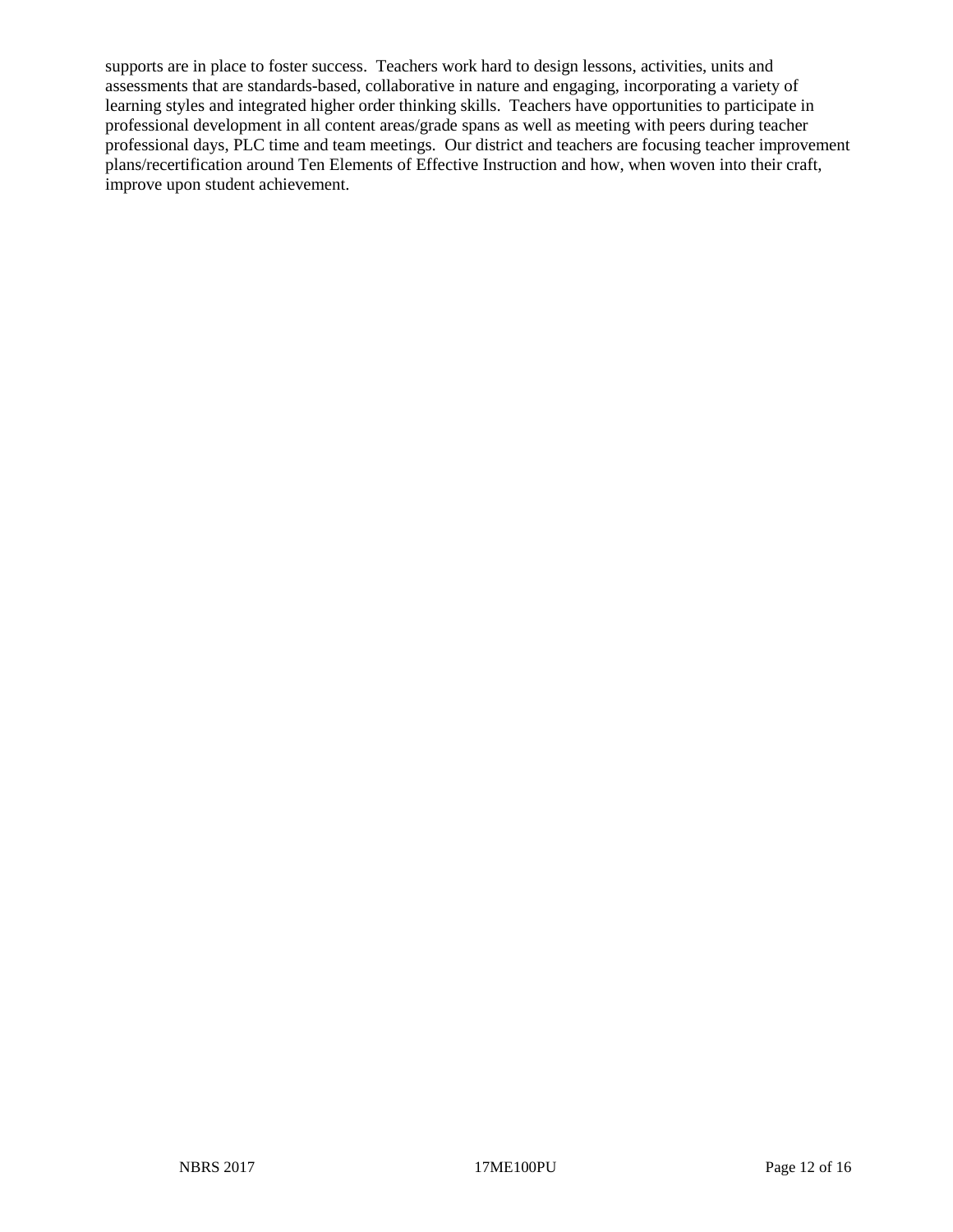supports are in place to foster success. Teachers work hard to design lessons, activities, units and assessments that are standards-based, collaborative in nature and engaging, incorporating a variety of learning styles and integrated higher order thinking skills. Teachers have opportunities to participate in professional development in all content areas/grade spans as well as meeting with peers during teacher professional days, PLC time and team meetings. Our district and teachers are focusing teacher improvement plans/recertification around Ten Elements of Effective Instruction and how, when woven into their craft, improve upon student achievement.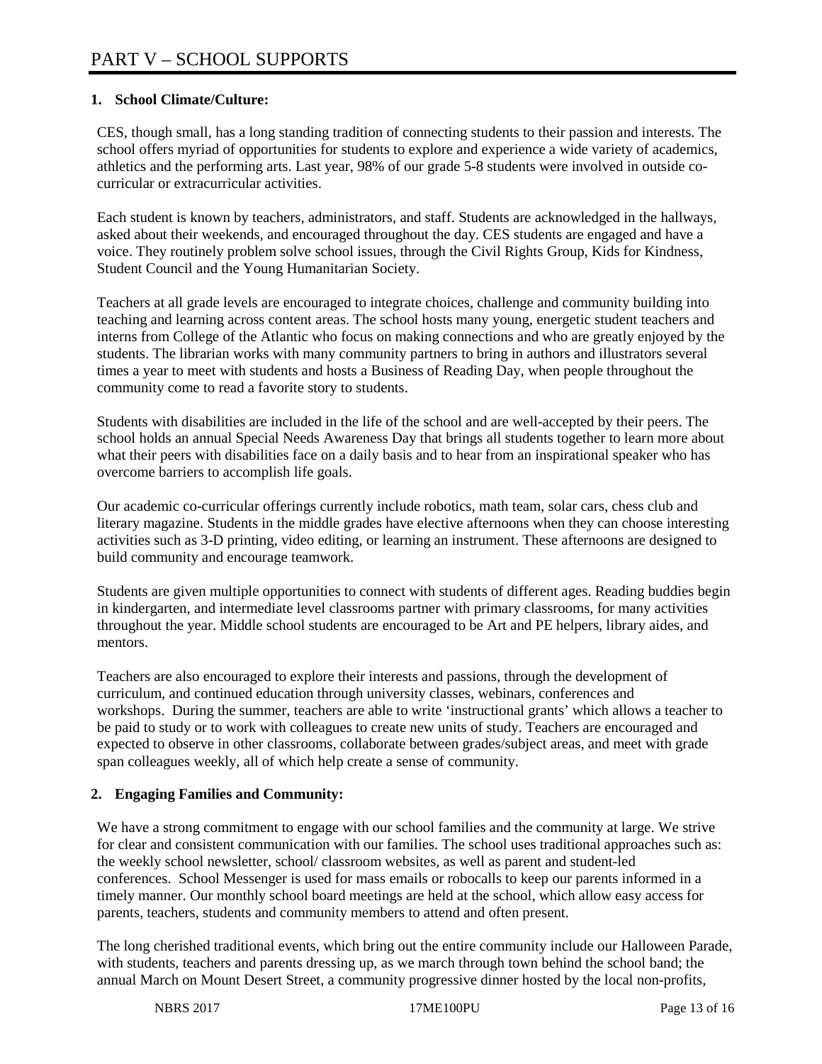# PART V – SCHOOL SUPPORTS

**1. School Climate/Culture:**

CES, though small, has a long standing tradition of connecting students to their passion and interests. The school offers myriad of opportunities for students to explore and experience a wide variety of academics, athletics and the performing arts. Last year, 98% of our grade 5-8 students were involved in outside co-curricular or extracurricular activities.

Each student is known by teachers, administrators, and staff. Students are acknowledged in the hallways, asked about their weekends, and encouraged throughout the day. CES students are engaged and have a voice. They routinely problem solve school issues, through the Civil Rights Group, Kids for Kindness, Student Council and the Young Humanitarian Society.

Teachers at all grade levels are encouraged to integrate choices, challenge and community building into teaching and learning across content areas. The school hosts many young, energetic student teachers and interns from College of the Atlantic who focus on making connections and who are greatly enjoyed by the students. The librarian works with many community partners to bring in authors and illustrators several times a year to meet with students and hosts a Business of Reading Day, when people throughout the community come to read a favorite story to students.

Students with disabilities are included in the life of the school and are well-accepted by their peers. The school holds an annual Special Needs Awareness Day that brings all students together to learn more about what their peers with disabilities face on a daily basis and to hear from an inspirational speaker who has overcome barriers to accomplish life goals.

Our academic co-curricular offerings currently include robotics, math team, solar cars, chess club and literary magazine. Students in the middle grades have elective afternoons when they can choose interesting activities such as 3-D printing, video editing, or learning an instrument. These afternoons are designed to build community and encourage teamwork.

Students are given multiple opportunities to connect with students of different ages. Reading buddies begin in kindergarten, and intermediate level classrooms partner with primary classrooms, for many activities throughout the year. Middle school students are encouraged to be Art and PE helpers, library aides, and mentors.

Teachers are also encouraged to explore their interests and passions, through the development of curriculum, and continued education through university classes, webinars, conferences and workshops. During the summer, teachers are able to write 'instructional grants' which allows a teacher to be paid to study or to work with colleagues to create new units of study. Teachers are encouraged and expected to observe in other classrooms, collaborate between grades/subject areas, and meet with grade span colleagues weekly, all of which help create a sense of community.

**2. Engaging Families and Community:**

We have a strong commitment to engage with our school families and the community at large. We strive for clear and consistent communication with our families. The school uses traditional approaches such as: the weekly school newsletter, school/ classroom websites, as well as parent and student-led conferences. School Messenger is used for mass emails or robocalls to keep our parents informed in a timely manner. Our monthly school board meetings are held at the school, which allow easy access for parents, teachers, students and community members to attend and often present.

The long cherished traditional events, which bring out the entire community include our Halloween Parade, with students, teachers and parents dressing up, as we march through town behind the school band; the annual March on Mount Desert Street, a community progressive dinner hosted by the local non-profits,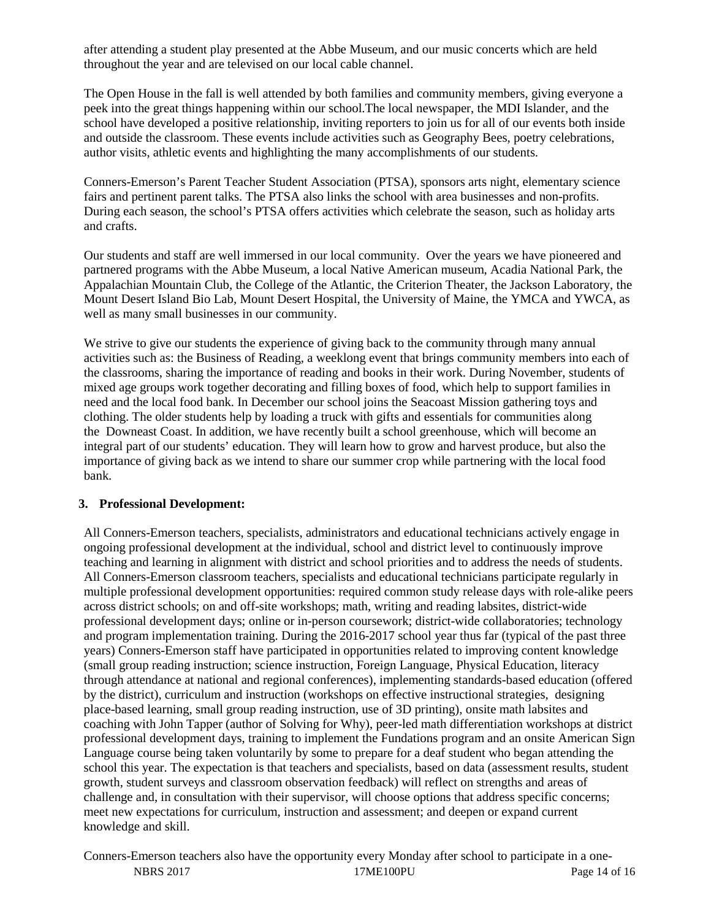after attending a student play presented at the Abbe Museum, and our music concerts which are held throughout the year and are televised on our local cable channel.

The Open House in the fall is well attended by both families and community members, giving everyone a peek into the great things happening within our school.The local newspaper, the MDI Islander, and the school have developed a positive relationship, inviting reporters to join us for all of our events both inside and outside the classroom. These events include activities such as Geography Bees, poetry celebrations, author visits, athletic events and highlighting the many accomplishments of our students.

Conners-Emerson's Parent Teacher Student Association (PTSA), sponsors arts night, elementary science fairs and pertinent parent talks. The PTSA also links the school with area businesses and non-profits. During each season, the school's PTSA offers activities which celebrate the season, such as holiday arts and crafts.

Our students and staff are well immersed in our local community. Over the years we have pioneered and partnered programs with the Abbe Museum, a local Native American museum, Acadia National Park, the Appalachian Mountain Club, the College of the Atlantic, the Criterion Theater, the Jackson Laboratory, the Mount Desert Island Bio Lab, Mount Desert Hospital, the University of Maine, the YMCA and YWCA, as well as many small businesses in our community.

We strive to give our students the experience of giving back to the community through many annual activities such as: the Business of Reading, a weeklong event that brings community members into each of the classrooms, sharing the importance of reading and books in their work. During November, students of mixed age groups work together decorating and filling boxes of food, which help to support families in need and the local food bank. In December our school joins the Seacoast Mission gathering toys and clothing. The older students help by loading a truck with gifts and essentials for communities along the Downeast Coast. In addition, we have recently built a school greenhouse, which will become an integral part of our students' education. They will learn how to grow and harvest produce, but also the importance of giving back as we intend to share our summer crop while partnering with the local food bank.

**3. Professional Development:**

All Conners-Emerson teachers, specialists, administrators and educational technicians actively engage in ongoing professional development at the individual, school and district level to continuously improve teaching and learning in alignment with district and school priorities and to address the needs of students. All Conners-Emerson classroom teachers, specialists and educational technicians participate regularly in multiple professional development opportunities: required common study release days with role-alike peers across district schools; on and off-site workshops; math, writing and reading labsites, district-wide professional development days; online or in-person coursework; district-wide collaboratories; technology and program implementation training. During the 2016-2017 school year thus far (typical of the past three years) Conners-Emerson staff have participated in opportunities related to improving content knowledge (small group reading instruction; science instruction, Foreign Language, Physical Education, literacy through attendance at national and regional conferences), implementing standards-based education (offered by the district), curriculum and instruction (workshops on effective instructional strategies, designing place-based learning, small group reading instruction, use of 3D printing), onsite math labsites and coaching with John Tapper (author of Solving for Why), peer-led math differentiation workshops at district professional development days, training to implement the Fundations program and an onsite American Sign Language course being taken voluntarily by some to prepare for a deaf student who began attending the school this year. The expectation is that teachers and specialists, based on data (assessment results, student growth, student surveys and classroom observation feedback) will reflect on strengths and areas of challenge and, in consultation with their supervisor, will choose options that address specific concerns; meet new expectations for curriculum, instruction and assessment; and deepen or expand current knowledge and skill.

Conners-Emerson teachers also have the opportunity every Monday after school to participate in a one-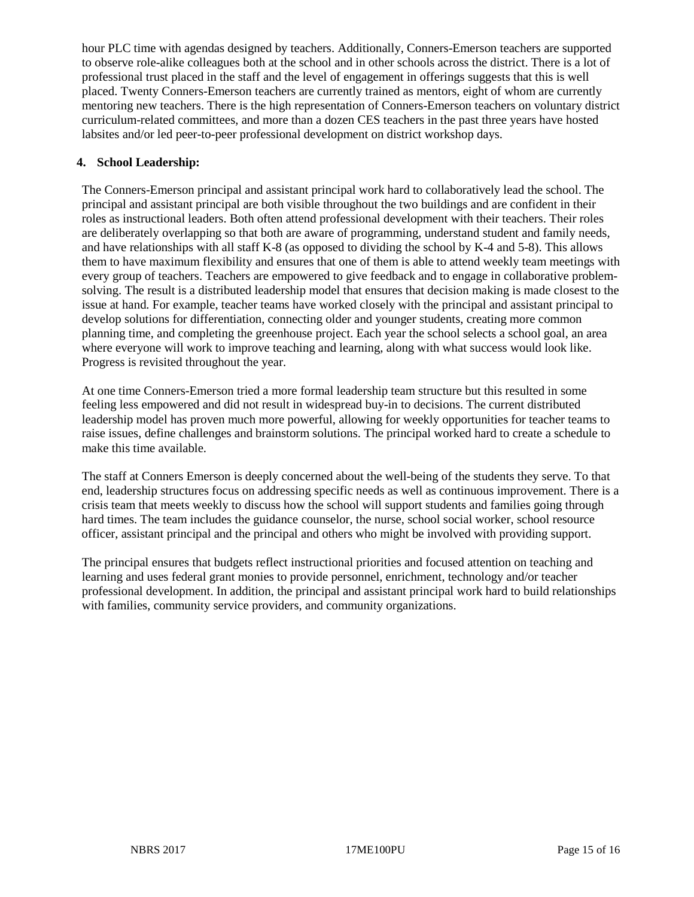hour PLC time with agendas designed by teachers. Additionally, Conners-Emerson teachers are supported to observe role-alike colleagues both at the school and in other schools across the district. There is a lot of professional trust placed in the staff and the level of engagement in offerings suggests that this is well placed. Twenty Conners-Emerson teachers are currently trained as mentors, eight of whom are currently mentoring new teachers. There is the high representation of Conners-Emerson teachers on voluntary district curriculum-related committees, and more than a dozen CES teachers in the past three years have hosted labsites and/or led peer-to-peer professional development on district workshop days.

**4. School Leadership:**

The Conners-Emerson principal and assistant principal work hard to collaboratively lead the school. The principal and assistant principal are both visible throughout the two buildings and are confident in their roles as instructional leaders. Both often attend professional development with their teachers. Their roles are deliberately overlapping so that both are aware of programming, understand student and family needs, and have relationships with all staff K-8 (as opposed to dividing the school by K-4 and 5-8). This allows them to have maximum flexibility and ensures that one of them is able to attend weekly team meetings with every group of teachers. Teachers are empowered to give feedback and to engage in collaborative problem-solving. The result is a distributed leadership model that ensures that decision making is made closest to the issue at hand. For example, teacher teams have worked closely with the principal and assistant principal to develop solutions for differentiation, connecting older and younger students, creating more common planning time, and completing the greenhouse project. Each year the school selects a school goal, an area where everyone will work to improve teaching and learning, along with what success would look like. Progress is revisited throughout the year.

At one time Conners-Emerson tried a more formal leadership team structure but this resulted in some feeling less empowered and did not result in widespread buy-in to decisions. The current distributed leadership model has proven much more powerful, allowing for weekly opportunities for teacher teams to raise issues, define challenges and brainstorm solutions. The principal worked hard to create a schedule to make this time available.

The staff at Conners Emerson is deeply concerned about the well-being of the students they serve. To that end, leadership structures focus on addressing specific needs as well as continuous improvement. There is a crisis team that meets weekly to discuss how the school will support students and families going through hard times. The team includes the guidance counselor, the nurse, school social worker, school resource officer, assistant principal and the principal and others who might be involved with providing support.

The principal ensures that budgets reflect instructional priorities and focused attention on teaching and learning and uses federal grant monies to provide personnel, enrichment, technology and/or teacher professional development. In addition, the principal and assistant principal work hard to build relationships with families, community service providers, and community organizations.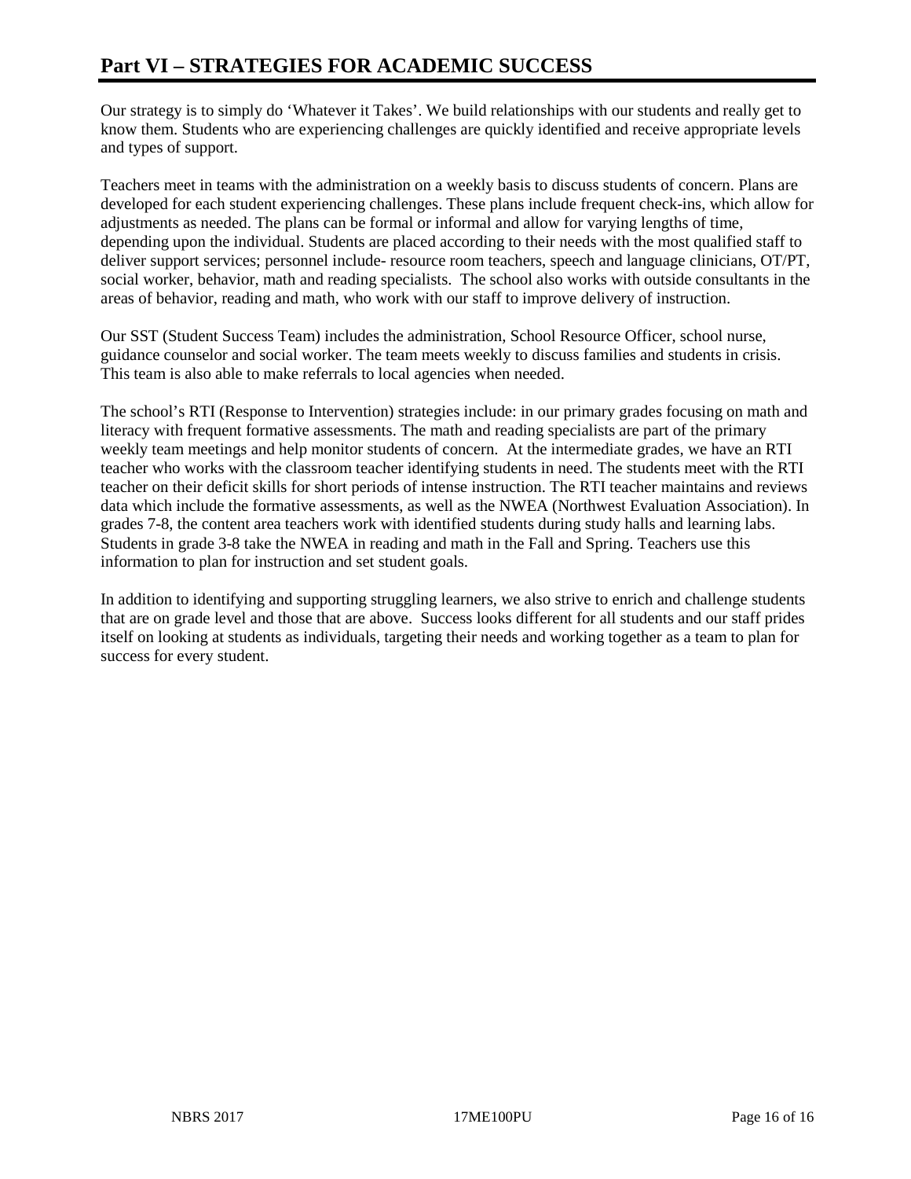# Part VI – STRATEGIES FOR ACADEMIC SUCCESS

Our strategy is to simply do 'Whatever it Takes'. We build relationships with our students and really get to know them. Students who are experiencing challenges are quickly identified and receive appropriate levels and types of support.

Teachers meet in teams with the administration on a weekly basis to discuss students of concern. Plans are developed for each student experiencing challenges. These plans include frequent check-ins, which allow for adjustments as needed. The plans can be formal or informal and allow for varying lengths of time, depending upon the individual. Students are placed according to their needs with the most qualified staff to deliver support services; personnel include- resource room teachers, speech and language clinicians, OT/PT, social worker, behavior, math and reading specialists.  The school also works with outside consultants in the areas of behavior, reading and math, who work with our staff to improve delivery of instruction.

Our SST (Student Success Team) includes the administration, School Resource Officer, school nurse, guidance counselor and social worker. The team meets weekly to discuss families and students in crisis. This team is also able to make referrals to local agencies when needed.

The school's RTI (Response to Intervention) strategies include: in our primary grades focusing on math and literacy with frequent formative assessments. The math and reading specialists are part of the primary weekly team meetings and help monitor students of concern.  At the intermediate grades, we have an RTI teacher who works with the classroom teacher identifying students in need. The students meet with the RTI teacher on their deficit skills for short periods of intense instruction. The RTI teacher maintains and reviews data which include the formative assessments, as well as the NWEA (Northwest Evaluation Association). In grades 7-8, the content area teachers work with identified students during study halls and learning labs. Students in grade 3-8 take the NWEA in reading and math in the Fall and Spring. Teachers use this information to plan for instruction and set student goals.

In addition to identifying and supporting struggling learners, we also strive to enrich and challenge students that are on grade level and those that are above.  Success looks different for all students and our staff prides itself on looking at students as individuals, targeting their needs and working together as a team to plan for success for every student.